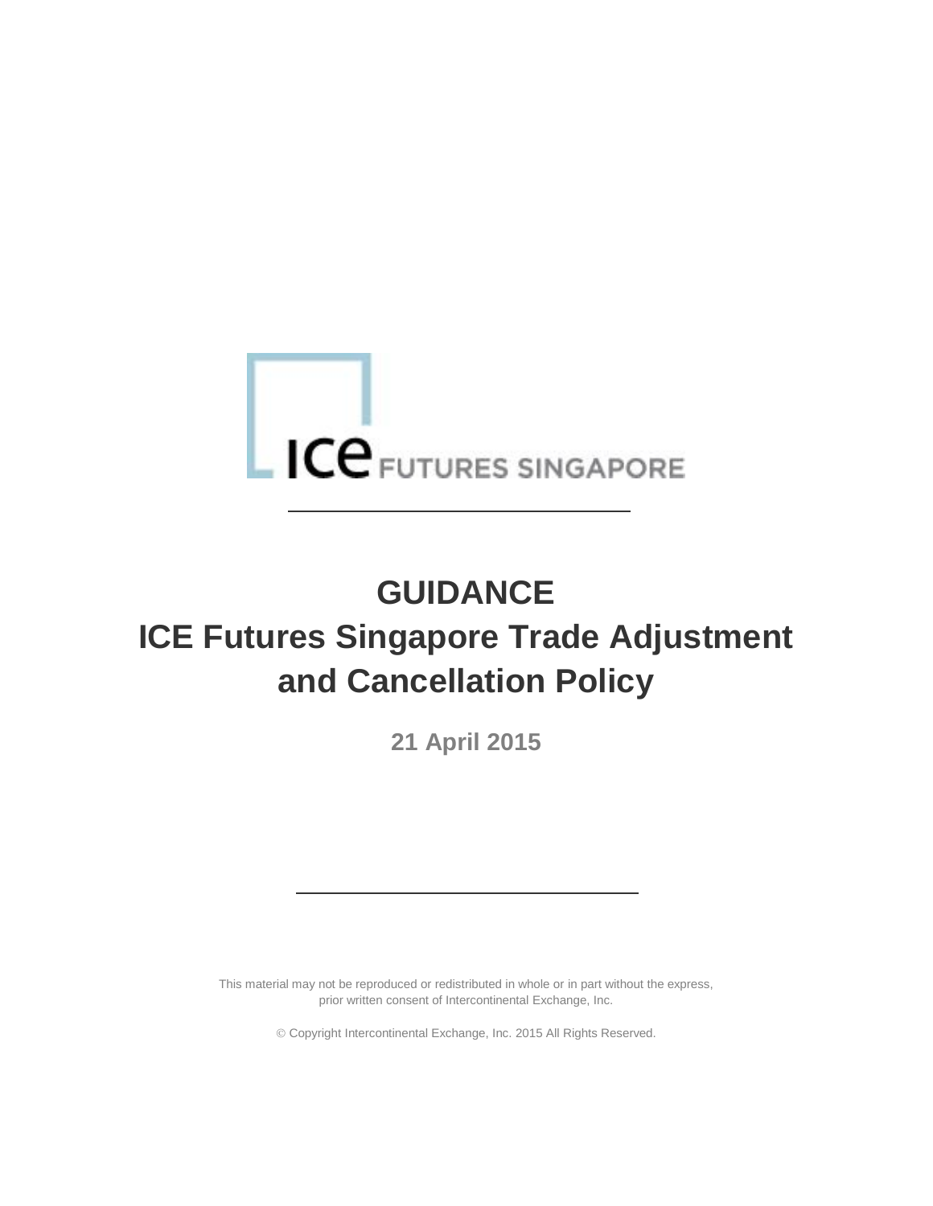ICE FUTURES SINGAPORE

# GUIDANCE

# ICE Futures Singapore Trade Adjustment and Cancellation Policy

**21 April 2015**

This material may not be reproduced or redistributed in whole or in part without the express, prior written consent of Intercontinental Exchange, Inc.

© Copyright Intercontinental Exchange, Inc. 2015 All Rights Reserved.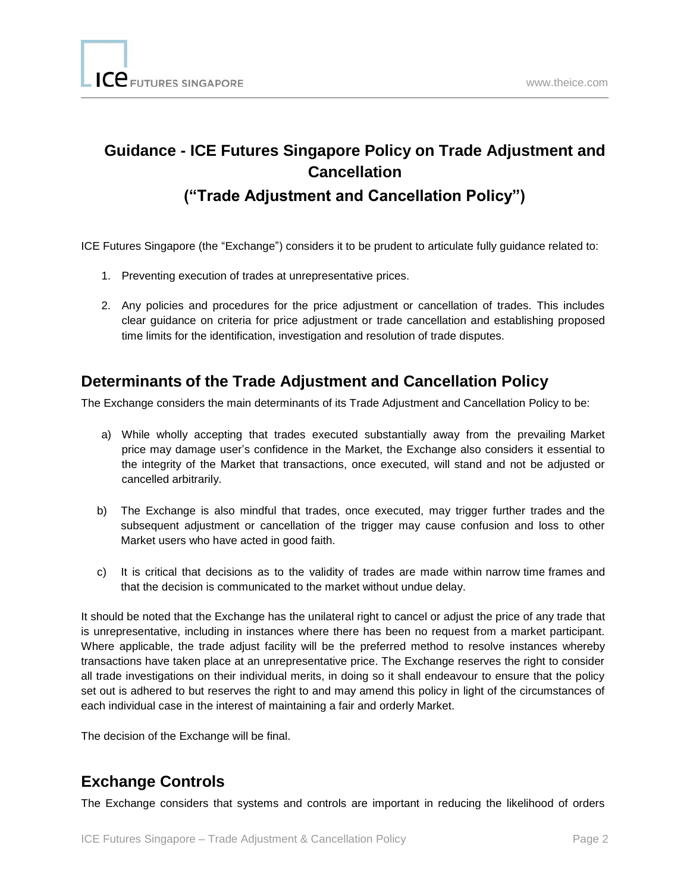# Guidance - ICE Futures Singapore Policy on Trade Adjustment and Cancellation

# ("Trade Adjustment and Cancellation Policy")

ICE Futures Singapore (the "Exchange") considers it to be prudent to articulate fully guidance related to:

1. Preventing execution of trades at unrepresentative prices.
2. Any policies and procedures for the price adjustment or cancellation of trades. This includes clear guidance on criteria for price adjustment or trade cancellation and establishing proposed time limits for the identification, investigation and resolution of trade disputes.

## Determinants of the Trade Adjustment and Cancellation Policy

The Exchange considers the main determinants of its Trade Adjustment and Cancellation Policy to be:

a) While wholly accepting that trades executed substantially away from the prevailing Market price may damage user's confidence in the Market, the Exchange also considers it essential to the integrity of the Market that transactions, once executed, will stand and not be adjusted or cancelled arbitrarily.

b) The Exchange is also mindful that trades, once executed, may trigger further trades and the subsequent adjustment or cancellation of the trigger may cause confusion and loss to other Market users who have acted in good faith.

c) It is critical that decisions as to the validity of trades are made within narrow time frames and that the decision is communicated to the market without undue delay.

It should be noted that the Exchange has the unilateral right to cancel or adjust the price of any trade that is unrepresentative, including in instances where there has been no request from a market participant. Where applicable, the trade adjust facility will be the preferred method to resolve instances whereby transactions have taken place at an unrepresentative price. The Exchange reserves the right to consider all trade investigations on their individual merits, in doing so it shall endeavour to ensure that the policy set out is adhered to but reserves the right to and may amend this policy in light of the circumstances of each individual case in the interest of maintaining a fair and orderly Market.

The decision of the Exchange will be final.

## Exchange Controls

The Exchange considers that systems and controls are important in reducing the likelihood of orders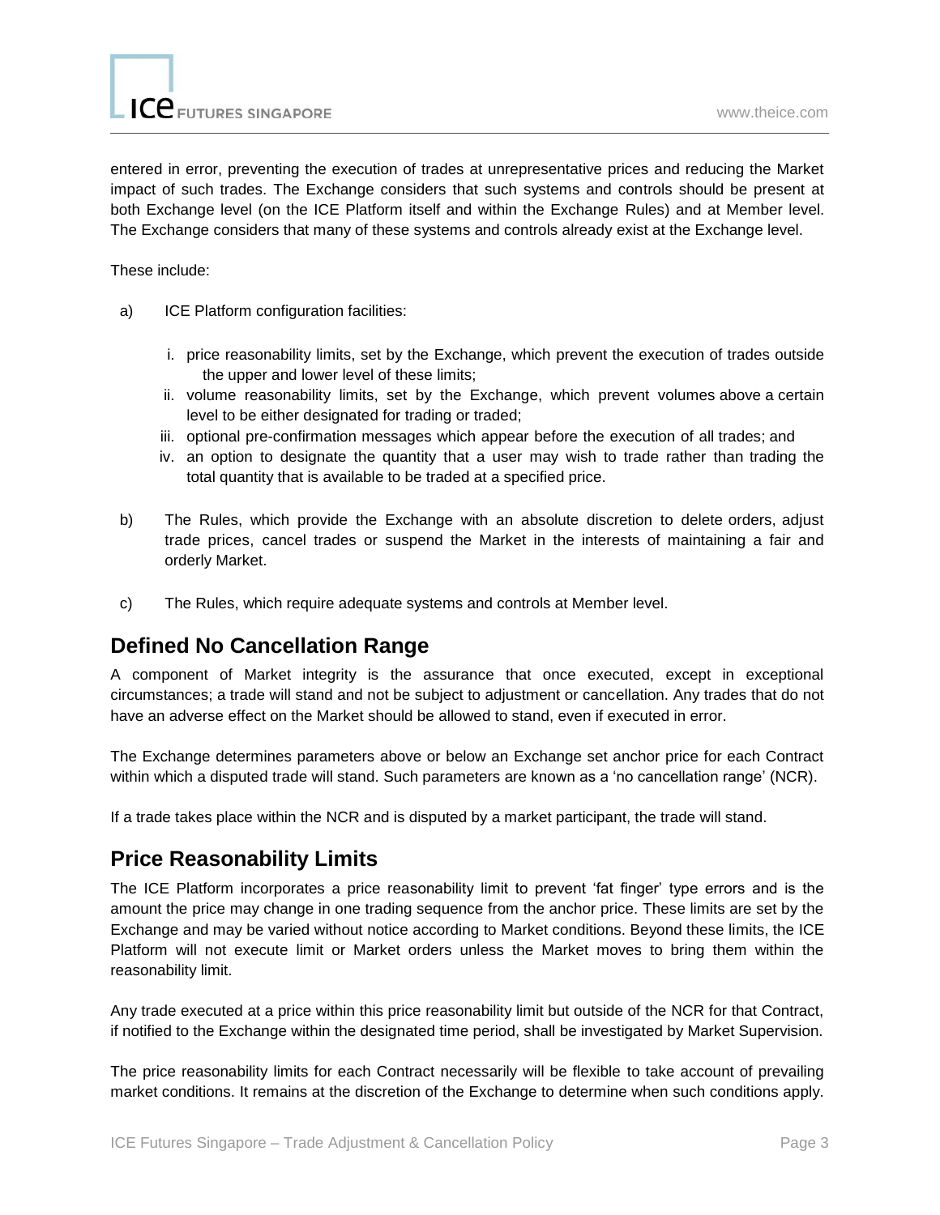entered in error, preventing the execution of trades at unrepresentative prices and reducing the Market impact of such trades. The Exchange considers that such systems and controls should be present at both Exchange level (on the ICE Platform itself and within the Exchange Rules) and at Member level. The Exchange considers that many of these systems and controls already exist at the Exchange level.

These include:

a) ICE Platform configuration facilities:

   i. price reasonability limits, set by the Exchange, which prevent the execution of trades outside the upper and lower level of these limits;
   ii. volume reasonability limits, set by the Exchange, which prevent volumes above a certain level to be either designated for trading or traded;
   iii. optional pre-confirmation messages which appear before the execution of all trades; and
   iv. an option to designate the quantity that a user may wish to trade rather than trading the total quantity that is available to be traded at a specified price.

b) The Rules, which provide the Exchange with an absolute discretion to delete orders, adjust trade prices, cancel trades or suspend the Market in the interests of maintaining a fair and orderly Market.

c) The Rules, which require adequate systems and controls at Member level.

## Defined No Cancellation Range

A component of Market integrity is the assurance that once executed, except in exceptional circumstances; a trade will stand and not be subject to adjustment or cancellation. Any trades that do not have an adverse effect on the Market should be allowed to stand, even if executed in error.

The Exchange determines parameters above or below an Exchange set anchor price for each Contract within which a disputed trade will stand. Such parameters are known as a 'no cancellation range' (NCR).

If a trade takes place within the NCR and is disputed by a market participant, the trade will stand.

## Price Reasonability Limits

The ICE Platform incorporates a price reasonability limit to prevent 'fat finger' type errors and is the amount the price may change in one trading sequence from the anchor price. These limits are set by the Exchange and may be varied without notice according to Market conditions. Beyond these limits, the ICE Platform will not execute limit or Market orders unless the Market moves to bring them within the reasonability limit.

Any trade executed at a price within this price reasonability limit but outside of the NCR for that Contract, if notified to the Exchange within the designated time period, shall be investigated by Market Supervision.

The price reasonability limits for each Contract necessarily will be flexible to take account of prevailing market conditions. It remains at the discretion of the Exchange to determine when such conditions apply.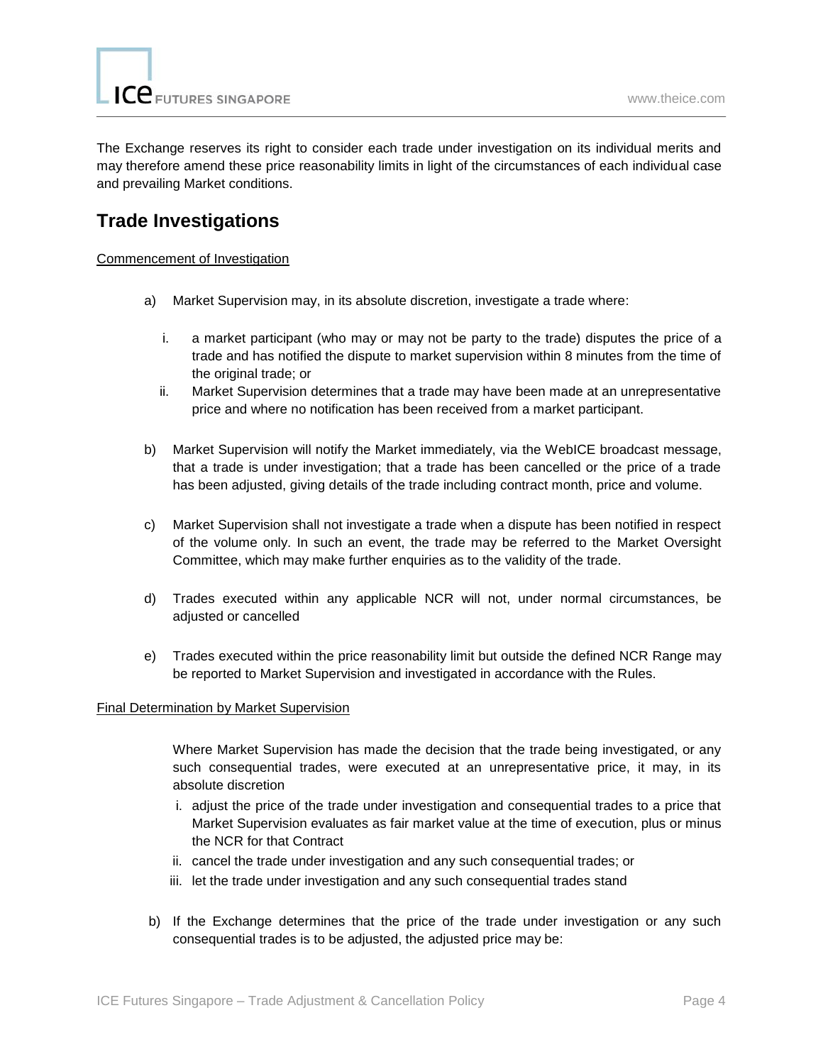The Exchange reserves its right to consider each trade under investigation on its individual merits and may therefore amend these price reasonability limits in light of the circumstances of each individual case and prevailing Market conditions.

## Trade Investigations

Commencement of Investigation

a) Market Supervision may, in its absolute discretion, investigate a trade where:

   i. a market participant (who may or may not be party to the trade) disputes the price of a trade and has notified the dispute to market supervision within 8 minutes from the time of the original trade; or

   ii. Market Supervision determines that a trade may have been made at an unrepresentative price and where no notification has been received from a market participant.

b) Market Supervision will notify the Market immediately, via the WebICE broadcast message, that a trade is under investigation; that a trade has been cancelled or the price of a trade has been adjusted, giving details of the trade including contract month, price and volume.

c) Market Supervision shall not investigate a trade when a dispute has been notified in respect of the volume only. In such an event, the trade may be referred to the Market Oversight Committee, which may make further enquiries as to the validity of the trade.

d) Trades executed within any applicable NCR will not, under normal circumstances, be adjusted or cancelled

e) Trades executed within the price reasonability limit but outside the defined NCR Range may be reported to Market Supervision and investigated in accordance with the Rules.

Final Determination by Market Supervision

Where Market Supervision has made the decision that the trade being investigated, or any such consequential trades, were executed at an unrepresentative price, it may, in its absolute discretion

   i. adjust the price of the trade under investigation and consequential trades to a price that Market Supervision evaluates as fair market value at the time of execution, plus or minus the NCR for that Contract
   ii. cancel the trade under investigation and any such consequential trades; or
   iii. let the trade under investigation and any such consequential trades stand

b) If the Exchange determines that the price of the trade under investigation or any such consequential trades is to be adjusted, the adjusted price may be: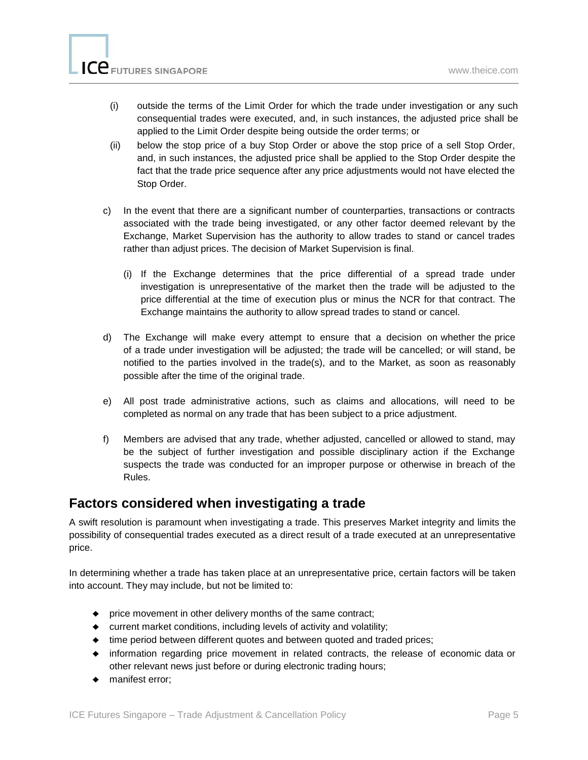(i) outside the terms of the Limit Order for which the trade under investigation or any such consequential trades were executed, and, in such instances, the adjusted price shall be applied to the Limit Order despite being outside the order terms; or

(ii) below the stop price of a buy Stop Order or above the stop price of a sell Stop Order, and, in such instances, the adjusted price shall be applied to the Stop Order despite the fact that the trade price sequence after any price adjustments would not have elected the Stop Order.

c) In the event that there are a significant number of counterparties, transactions or contracts associated with the trade being investigated, or any other factor deemed relevant by the Exchange, Market Supervision has the authority to allow trades to stand or cancel trades rather than adjust prices. The decision of Market Supervision is final.

   (i) If the Exchange determines that the price differential of a spread trade under investigation is unrepresentative of the market then the trade will be adjusted to the price differential at the time of execution plus or minus the NCR for that contract. The Exchange maintains the authority to allow spread trades to stand or cancel.

d) The Exchange will make every attempt to ensure that a decision on whether the price of a trade under investigation will be adjusted; the trade will be cancelled; or will stand, be notified to the parties involved in the trade(s), and to the Market, as soon as reasonably possible after the time of the original trade.

e) All post trade administrative actions, such as claims and allocations, will need to be completed as normal on any trade that has been subject to a price adjustment.

f) Members are advised that any trade, whether adjusted, cancelled or allowed to stand, may be the subject of further investigation and possible disciplinary action if the Exchange suspects the trade was conducted for an improper purpose or otherwise in breach of the Rules.

## Factors considered when investigating a trade

A swift resolution is paramount when investigating a trade. This preserves Market integrity and limits the possibility of consequential trades executed as a direct result of a trade executed at an unrepresentative price.

In determining whether a trade has taken place at an unrepresentative price, certain factors will be taken into account. They may include, but not be limited to:

- price movement in other delivery months of the same contract;
- current market conditions, including levels of activity and volatility;
- time period between different quotes and between quoted and traded prices;
- information regarding price movement in related contracts, the release of economic data or other relevant news just before or during electronic trading hours;
- manifest error;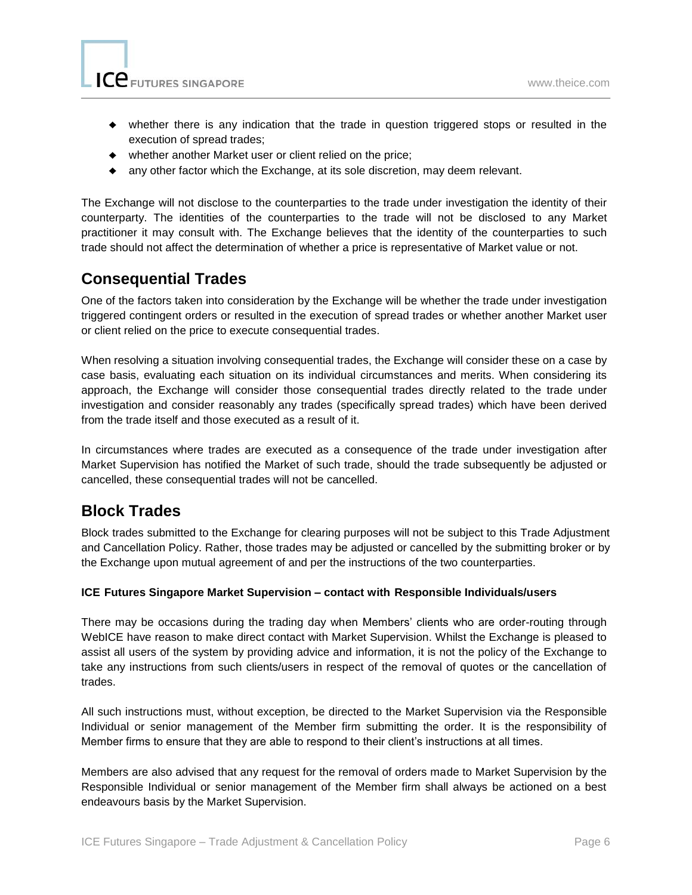- whether there is any indication that the trade in question triggered stops or resulted in the execution of spread trades;
- whether another Market user or client relied on the price;
- any other factor which the Exchange, at its sole discretion, may deem relevant.

The Exchange will not disclose to the counterparties to the trade under investigation the identity of their counterparty. The identities of the counterparties to the trade will not be disclosed to any Market practitioner it may consult with. The Exchange believes that the identity of the counterparties to such trade should not affect the determination of whether a price is representative of Market value or not.

## Consequential Trades

One of the factors taken into consideration by the Exchange will be whether the trade under investigation triggered contingent orders or resulted in the execution of spread trades or whether another Market user or client relied on the price to execute consequential trades.

When resolving a situation involving consequential trades, the Exchange will consider these on a case by case basis, evaluating each situation on its individual circumstances and merits. When considering its approach, the Exchange will consider those consequential trades directly related to the trade under investigation and consider reasonably any trades (specifically spread trades) which have been derived from the trade itself and those executed as a result of it.

In circumstances where trades are executed as a consequence of the trade under investigation after Market Supervision has notified the Market of such trade, should the trade subsequently be adjusted or cancelled, these consequential trades will not be cancelled.

## Block Trades

Block trades submitted to the Exchange for clearing purposes will not be subject to this Trade Adjustment and Cancellation Policy. Rather, those trades may be adjusted or cancelled by the submitting broker or by the Exchange upon mutual agreement of and per the instructions of the two counterparties.

**ICE Futures Singapore Market Supervision – contact with Responsible Individuals/users**

There may be occasions during the trading day when Members' clients who are order-routing through WebICE have reason to make direct contact with Market Supervision. Whilst the Exchange is pleased to assist all users of the system by providing advice and information, it is not the policy of the Exchange to take any instructions from such clients/users in respect of the removal of quotes or the cancellation of trades.

All such instructions must, without exception, be directed to the Market Supervision via the Responsible Individual or senior management of the Member firm submitting the order. It is the responsibility of Member firms to ensure that they are able to respond to their client's instructions at all times.

Members are also advised that any request for the removal of orders made to Market Supervision by the Responsible Individual or senior management of the Member firm shall always be actioned on a best endeavours basis by the Market Supervision.